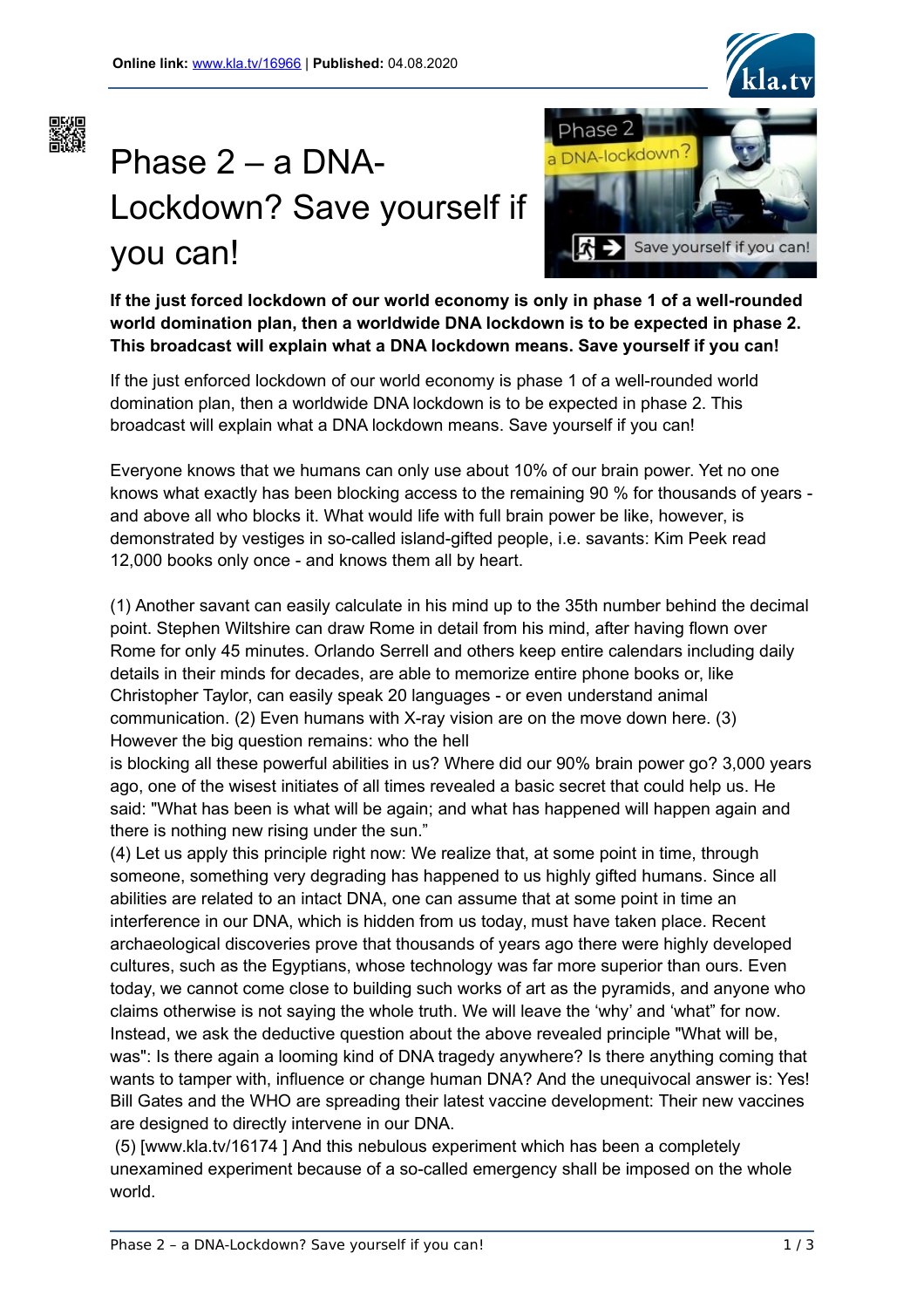Online link: www.kla.tv/16966 | Published: 04.08.2020

# Phase 2 – a DNA-Lockdown? Save yourself if you can!

**If the just forced lockdown of our world economy is only in phase 1 of a well-rounded world domination plan, then a worldwide DNA lockdown is to be expected in phase 2. This broadcast will explain what a DNA lockdown means. Save yourself if you can!**

If the just enforced lockdown of our world economy is phase 1 of a well-rounded world domination plan, then a worldwide DNA lockdown is to be expected in phase 2. This broadcast will explain what a DNA lockdown means. Save yourself if you can!

Everyone knows that we humans can only use about 10% of our brain power. Yet no one knows what exactly has been blocking access to the remaining 90 % for thousands of years - and above all who blocks it. What would life with full brain power be like, however, is demonstrated by vestiges in so-called island-gifted people, i.e. savants: Kim Peek read 12,000 books only once - and knows them all by heart.

(1) Another savant can easily calculate in his mind up to the 35th number behind the decimal point. Stephen Wiltshire can draw Rome in detail from his mind, after having flown over Rome for only 45 minutes. Orlando Serrell and others keep entire calendars including daily details in their minds for decades, are able to memorize entire phone books or, like Christopher Taylor, can easily speak 20 languages - or even understand animal communication. (2) Even humans with X-ray vision are on the move down here. (3) However the big question remains: who the hell
is blocking all these powerful abilities in us? Where did our 90% brain power go? 3,000 years ago, one of the wisest initiates of all times revealed a basic secret that could help us. He said: "What has been is what will be again; and what has happened will happen again and there is nothing new rising under the sun."
(4) Let us apply this principle right now: We realize that, at some point in time, through someone, something very degrading has happened to us highly gifted humans. Since all abilities are related to an intact DNA, one can assume that at some point in time an interference in our DNA, which is hidden from us today, must have taken place. Recent archaeological discoveries prove that thousands of years ago there were highly developed cultures, such as the Egyptians, whose technology was far more superior than ours. Even today, we cannot come close to building such works of art as the pyramids, and anyone who claims otherwise is not saying the whole truth. We will leave the 'why' and 'what" for now. Instead, we ask the deductive question about the above revealed principle "What will be, was": Is there again a looming kind of DNA tragedy anywhere? Is there anything coming that wants to tamper with, influence or change human DNA? And the unequivocal answer is: Yes! Bill Gates and the WHO are spreading their latest vaccine development: Their new vaccines are designed to directly intervene in our DNA.
(5) [www.kla.tv/16174 ] And this nebulous experiment which has been a completely unexamined experiment because of a so-called emergency shall be imposed on the whole world.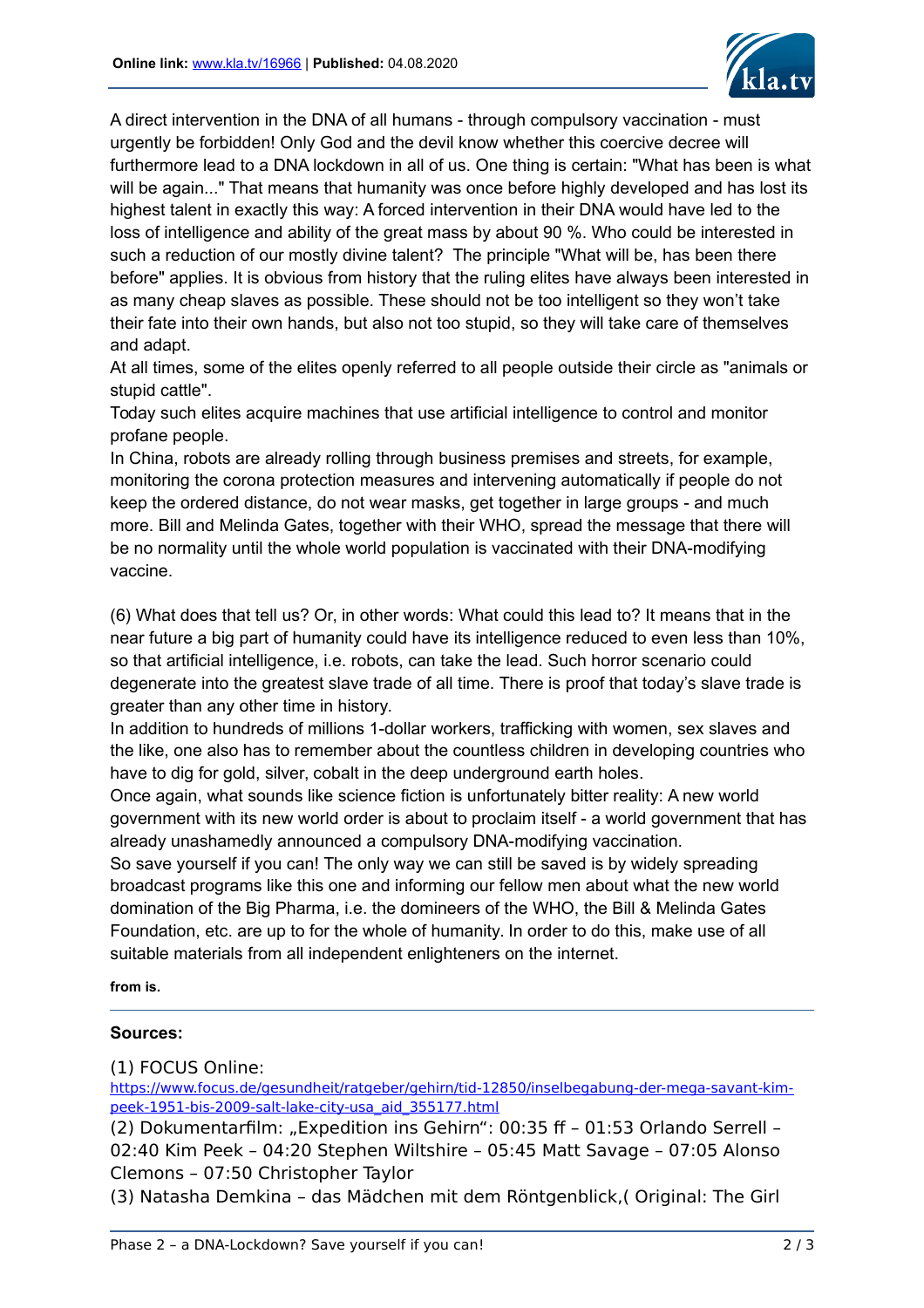A direct intervention in the DNA of all humans - through compulsory vaccination - must urgently be forbidden! Only God and the devil know whether this coercive decree will furthermore lead to a DNA lockdown in all of us. One thing is certain: "What has been is what will be again..." That means that humanity was once before highly developed and has lost its highest talent in exactly this way: A forced intervention in their DNA would have led to the loss of intelligence and ability of the great mass by about 90 %. Who could be interested in such a reduction of our mostly divine talent? The principle "What will be, has been there before" applies. It is obvious from history that the ruling elites have always been interested in as many cheap slaves as possible. These should not be too intelligent so they won't take their fate into their own hands, but also not too stupid, so they will take care of themselves and adapt.

At all times, some of the elites openly referred to all people outside their circle as "animals or stupid cattle".

Today such elites acquire machines that use artificial intelligence to control and monitor profane people.

In China, robots are already rolling through business premises and streets, for example, monitoring the corona protection measures and intervening automatically if people do not keep the ordered distance, do not wear masks, get together in large groups - and much more. Bill and Melinda Gates, together with their WHO, spread the message that there will be no normality until the whole world population is vaccinated with their DNA-modifying vaccine.

(6) What does that tell us? Or, in other words: What could this lead to? It means that in the near future a big part of humanity could have its intelligence reduced to even less than 10%, so that artificial intelligence, i.e. robots, can take the lead. Such horror scenario could degenerate into the greatest slave trade of all time. There is proof that today's slave trade is greater than any other time in history.

In addition to hundreds of millions 1-dollar workers, trafficking with women, sex slaves and the like, one also has to remember about the countless children in developing countries who have to dig for gold, silver, cobalt in the deep underground earth holes.

Once again, what sounds like science fiction is unfortunately bitter reality: A new world government with its new world order is about to proclaim itself - a world government that has already unashamedly announced a compulsory DNA-modifying vaccination.

So save yourself if you can! The only way we can still be saved is by widely spreading broadcast programs like this one and informing our fellow men about what the new world domination of the Big Pharma, i.e. the domineers of the WHO, the Bill & Melinda Gates Foundation, etc. are up to for the whole of humanity. In order to do this, make use of all suitable materials from all independent enlighteners on the internet.

**from is.**

---

**Sources:**

(1) FOCUS Online:
https://www.focus.de/gesundheit/ratgeber/gehirn/tid-12850/inselbegabung-der-mega-savant-kim-peek-1951-bis-2009-salt-lake-city-usa_aid_355177.html

(2) Dokumentarfilm: „Expedition ins Gehirn": 00:35 ff – 01:53 Orlando Serrell – 02:40 Kim Peek – 04:20 Stephen Wiltshire – 05:45 Matt Savage – 07:05 Alonso Clemons – 07:50 Christopher Taylor

(3) Natasha Demkina – das Mädchen mit dem Röntgenblick,( Original: The Girl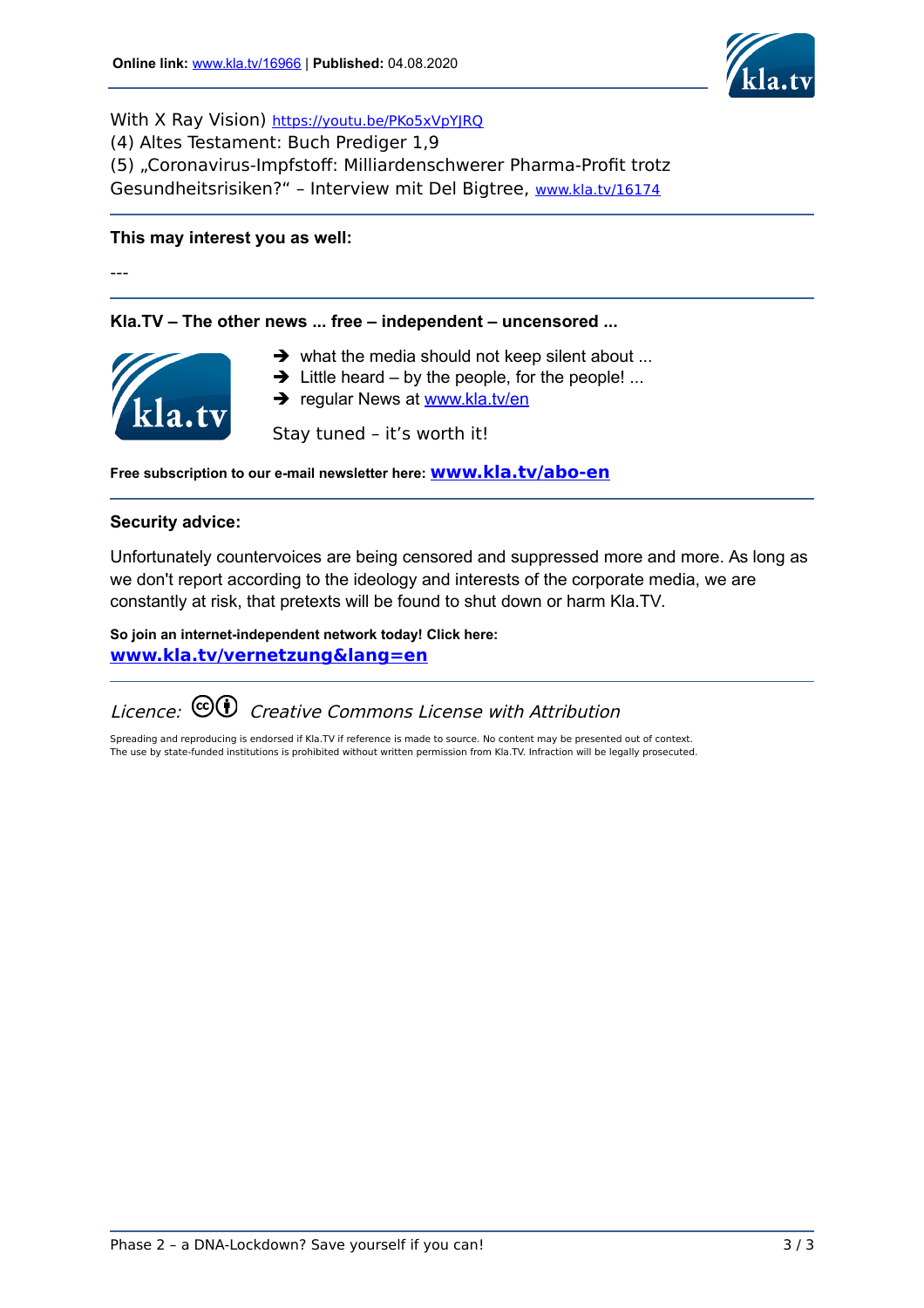With X Ray Vision) https://youtu.be/PKo5xVpYJRQ
(4) Altes Testament: Buch Prediger 1,9
(5) „Coronavirus-Impfstoff: Milliardenschwerer Pharma-Profit trotz Gesundheitsrisiken?“ – Interview mit Del Bigtree, www.kla.tv/16174

**This may interest you as well:**

---

**Kla.TV – The other news ... free – independent – uncensored ...**

- ➔ what the media should not keep silent about ...
- ➔ Little heard – by the people, for the people! ...
- ➔ regular News at www.kla.tv/en

Stay tuned – it's worth it!

**Free subscription to our e-mail newsletter here: www.kla.tv/abo-en**

**Security advice:**

Unfortunately countervoices are being censored and suppressed more and more. As long as we don't report according to the ideology and interests of the corporate media, we are constantly at risk, that pretexts will be found to shut down or harm Kla.TV.

**So join an internet-independent network today! Click here:**
**www.kla.tv/vernetzung&lang=en**

*Licence:* *Creative Commons License with Attribution*

Spreading and reproducing is endorsed if Kla.TV if reference is made to source. No content may be presented out of context.
The use by state-funded institutions is prohibited without written permission from Kla.TV. Infraction will be legally prosecuted.